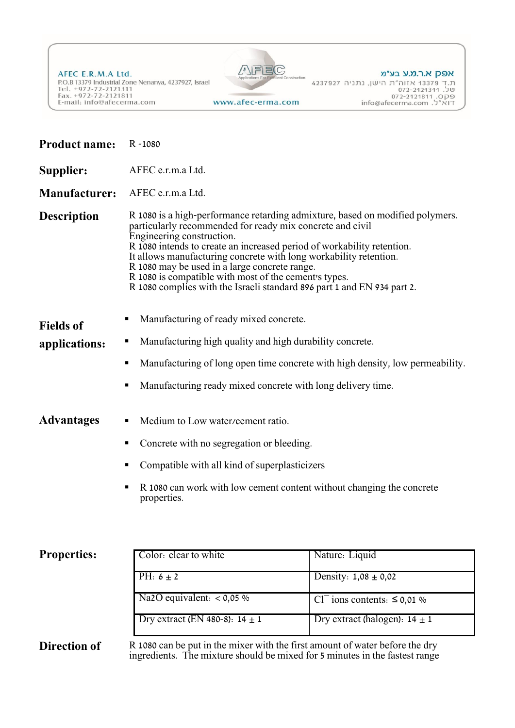AFEC E.R.M.A Ltd.
P.O.B 13379 Industrial Zone Nenanya, 4237927, Israel
Tel. +972-72-2121311
Fax. +972-72-2121811
E-mail: info@afecerma.com

AFEC Applications For Excellent Construction
www.afec-erma.com

אפק א.ר.מ.ע בע"מ
ת.ד 13379 אזוה"ת היישן, נתניה 4237927
טל. 072-2121311
פקס. 072-2121811
דוא"ל. info@afecerma.com

**Product name:** R -1080

**Supplier:** AFEC e.r.m.a Ltd.

**Manufacturer:** AFEC e.r.m.a Ltd.

**Description**

R 1080 is a high-performance retarding admixture, based on modified polymers. particularly recommended for ready mix concrete and civil Engineering construction.
R 1080 intends to create an increased period of workability retention.
It allows manufacturing concrete with long workability retention.
R 1080 may be used in a large concrete range.
R 1080 is compatible with most of the cement's types.
R 1080 complies with the Israeli standard 896 part 1 and EN 934 part 2.

**Fields of applications:**

- Manufacturing of ready mixed concrete.
- Manufacturing high quality and high durability concrete.
- Manufacturing of long open time concrete with high density, low permeability.
- Manufacturing ready mixed concrete with long delivery time.

**Advantages**

- Medium to Low water/cement ratio.
- Concrete with no segregation or bleeding.
- Compatible with all kind of superplasticizers
- R 1080 can work with low cement content without changing the concrete properties.

**Properties:**

| | |
|---|---|
| Color: clear to white | Nature: Liquid |
| PH: 6 ± 2 | Density: 1,08 ± 0,02 |
| Na2O equivalent: < 0,05 % | $Cl^{-}$ ions contents: ≤ 0,01 % |
| Dry extract (EN 480-8): 14 ± 1 | Dry extract (halogen): 14 ± 1 |

**Direction of**

R 1080 can be put in the mixer with the first amount of water before the dry ingredients. The mixture should be mixed for 5 minutes in the fastest range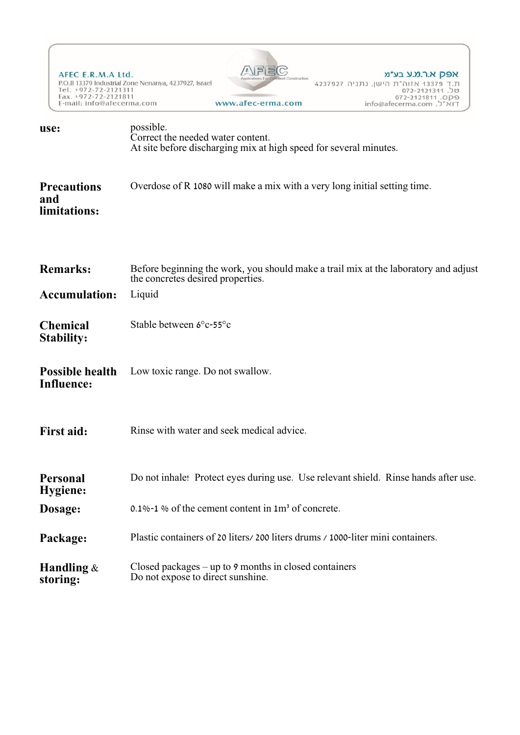| | |
|---|---|
| **use:** | possible.<br>Correct the needed water content.<br>At site before discharging mix at high speed for several minutes. |
| **Precautions and limitations:** | Overdose of R 1080 will make a mix with a very long initial setting time. |
| **Remarks:** | Before beginning the work, you should make a trail mix at the laboratory and adjust the concretes desired properties. |
| **Accumulation:** | Liquid |
| **Chemical Stability:** | Stable between 6°c-55°c |
| **Possible health Influence:** | Low toxic range. Do not swallow. |
| **First aid:** | Rinse with water and seek medical advice. |
| **Personal Hygiene:** | Do not inhale! Protect eyes during use. Use relevant shield. Rinse hands after use. |
| **Dosage:** | 0.1%-1 % of the cement content in 1m³ of concrete. |
| **Package:** | Plastic containers of 20 liters/ 200 liters drums / 1000-liter mini containers. |
| **Handling & storing:** | Closed packages – up to 9 months in closed containers<br>Do not expose to direct sunshine. |